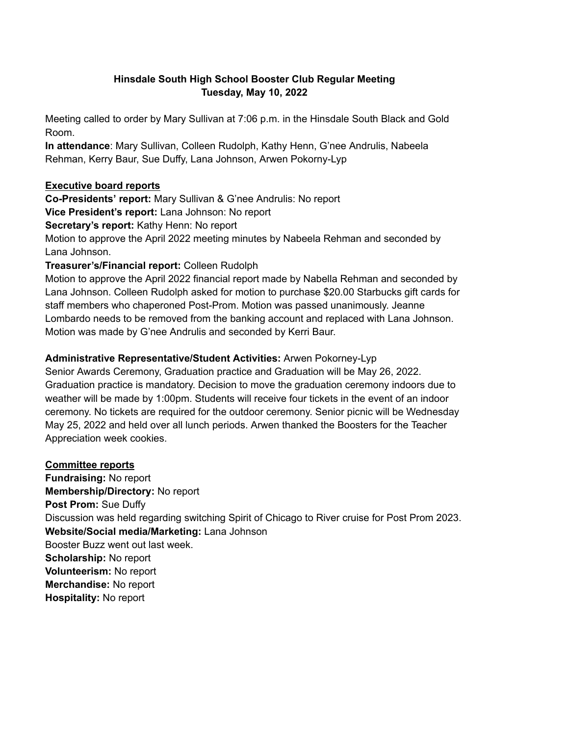**Hinsdale South High School Booster Club Regular Meeting**
**Tuesday, May 10, 2022**

Meeting called to order by Mary Sullivan at 7:06 p.m. in the Hinsdale South Black and Gold Room.

**In attendance**: Mary Sullivan, Colleen Rudolph, Kathy Henn, G'nee Andrulis, Nabeela Rehman, Kerry Baur, Sue Duffy, Lana Johnson, Arwen Pokorny-Lyp

**Executive board reports**

**Co-Presidents' report:** Mary Sullivan & G'nee Andrulis: No report

**Vice President's report:** Lana Johnson: No report

**Secretary's report:** Kathy Henn: No report

Motion to approve the April 2022 meeting minutes by Nabeela Rehman and seconded by Lana Johnson.

**Treasurer's/Financial report:** Colleen Rudolph

Motion to approve the April 2022 financial report made by Nabella Rehman and seconded by Lana Johnson. Colleen Rudolph asked for motion to purchase $20.00 Starbucks gift cards for staff members who chaperoned Post-Prom. Motion was passed unanimously. Jeanne Lombardo needs to be removed from the banking account and replaced with Lana Johnson. Motion was made by G'nee Andrulis and seconded by Kerri Baur.

**Administrative Representative/Student Activities:** Arwen Pokorney-Lyp

Senior Awards Ceremony, Graduation practice and Graduation will be May 26, 2022. Graduation practice is mandatory. Decision to move the graduation ceremony indoors due to weather will be made by 1:00pm. Students will receive four tickets in the event of an indoor ceremony. No tickets are required for the outdoor ceremony. Senior picnic will be Wednesday May 25, 2022 and held over all lunch periods. Arwen thanked the Boosters for the Teacher Appreciation week cookies.

**Committee reports**

**Fundraising:** No report

**Membership/Directory:** No report

**Post Prom:** Sue Duffy

Discussion was held regarding switching Spirit of Chicago to River cruise for Post Prom 2023.

**Website/Social media/Marketing:** Lana Johnson

Booster Buzz went out last week.

**Scholarship:** No report

**Volunteerism:** No report

**Merchandise:** No report

**Hospitality:** No report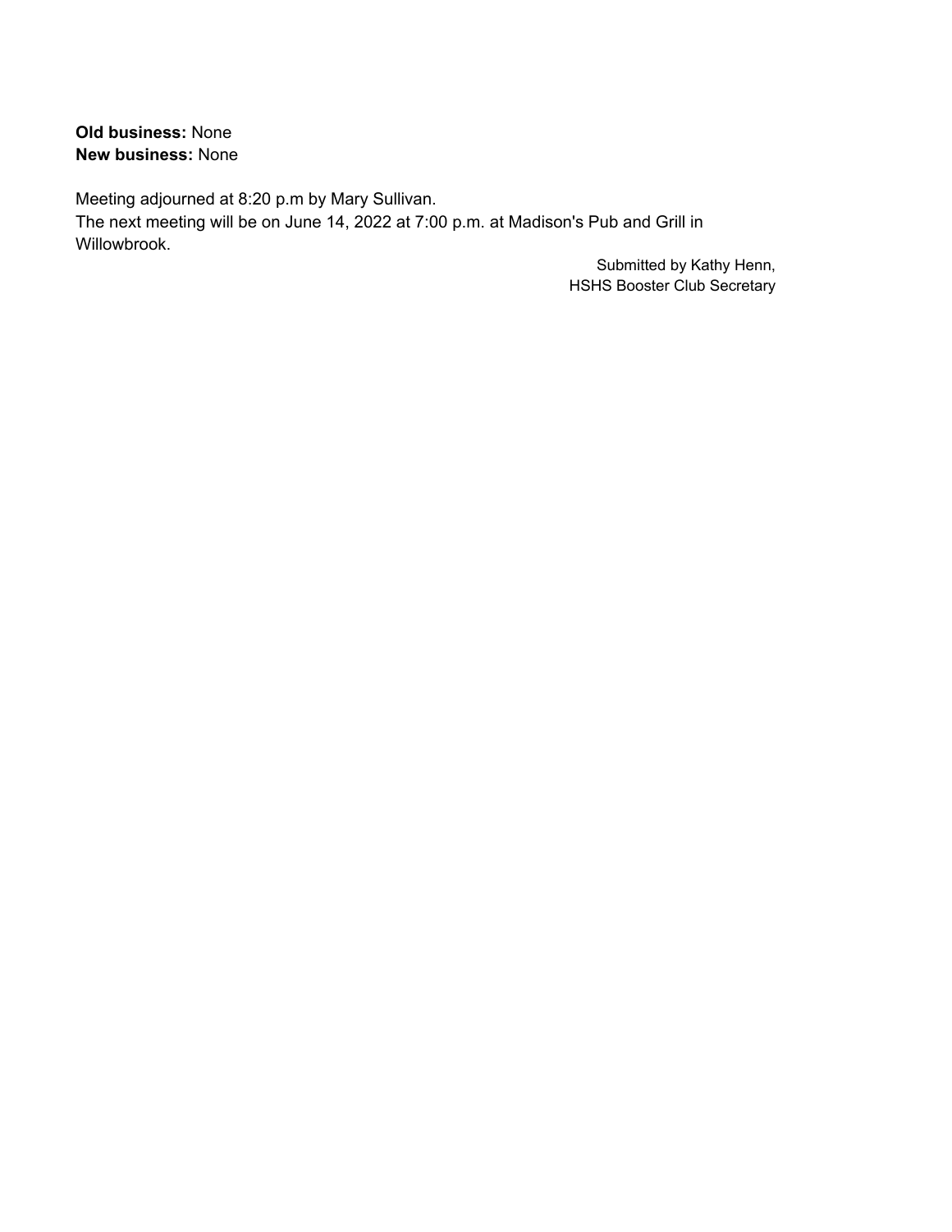**Old business:** None
**New business:** None

Meeting adjourned at 8:20 p.m by Mary Sullivan.
The next meeting will be on June 14, 2022 at 7:00 p.m. at Madison's Pub and Grill in Willowbrook.

Submitted by Kathy Henn,
HSHS Booster Club Secretary